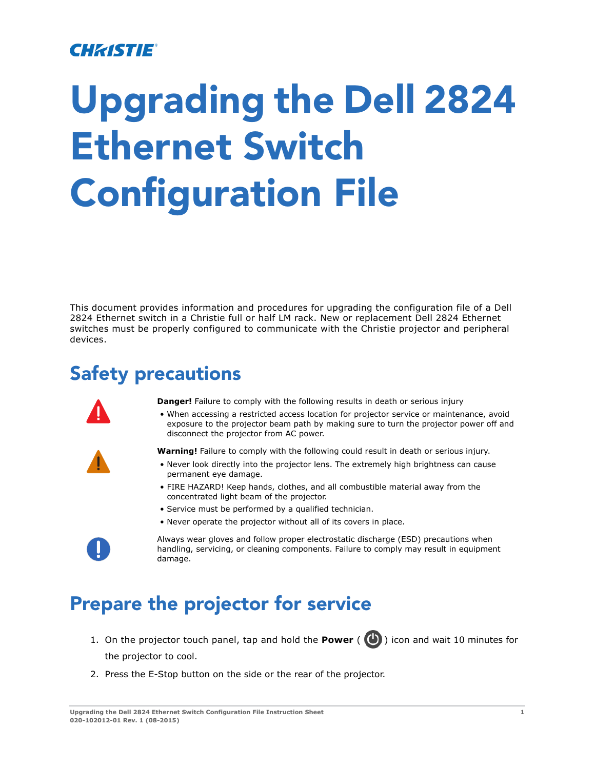CHRISTIE®

# Upgrading the Dell 2824 Ethernet Switch Configuration File

This document provides information and procedures for upgrading the configuration file of a Dell 2824 Ethernet switch in a Christie full or half LM rack. New or replacement Dell 2824 Ethernet switches must be properly configured to communicate with the Christie projector and peripheral devices.

## Safety precautions

**Danger!** Failure to comply with the following results in death or serious injury

- When accessing a restricted access location for projector service or maintenance, avoid exposure to the projector beam path by making sure to turn the projector power off and disconnect the projector from AC power.

**Warning!** Failure to comply with the following could result in death or serious injury.

- Never look directly into the projector lens. The extremely high brightness can cause permanent eye damage.
- FIRE HAZARD! Keep hands, clothes, and all combustible material away from the concentrated light beam of the projector.
- Service must be performed by a qualified technician.
- Never operate the projector without all of its covers in place.

Always wear gloves and follow proper electrostatic discharge (ESD) precautions when handling, servicing, or cleaning components. Failure to comply may result in equipment damage.

## Prepare the projector for service

1. On the projector touch panel, tap and hold the **Power** ( ⏻ ) icon and wait 10 minutes for the projector to cool.
2. Press the E-Stop button on the side or the rear of the projector.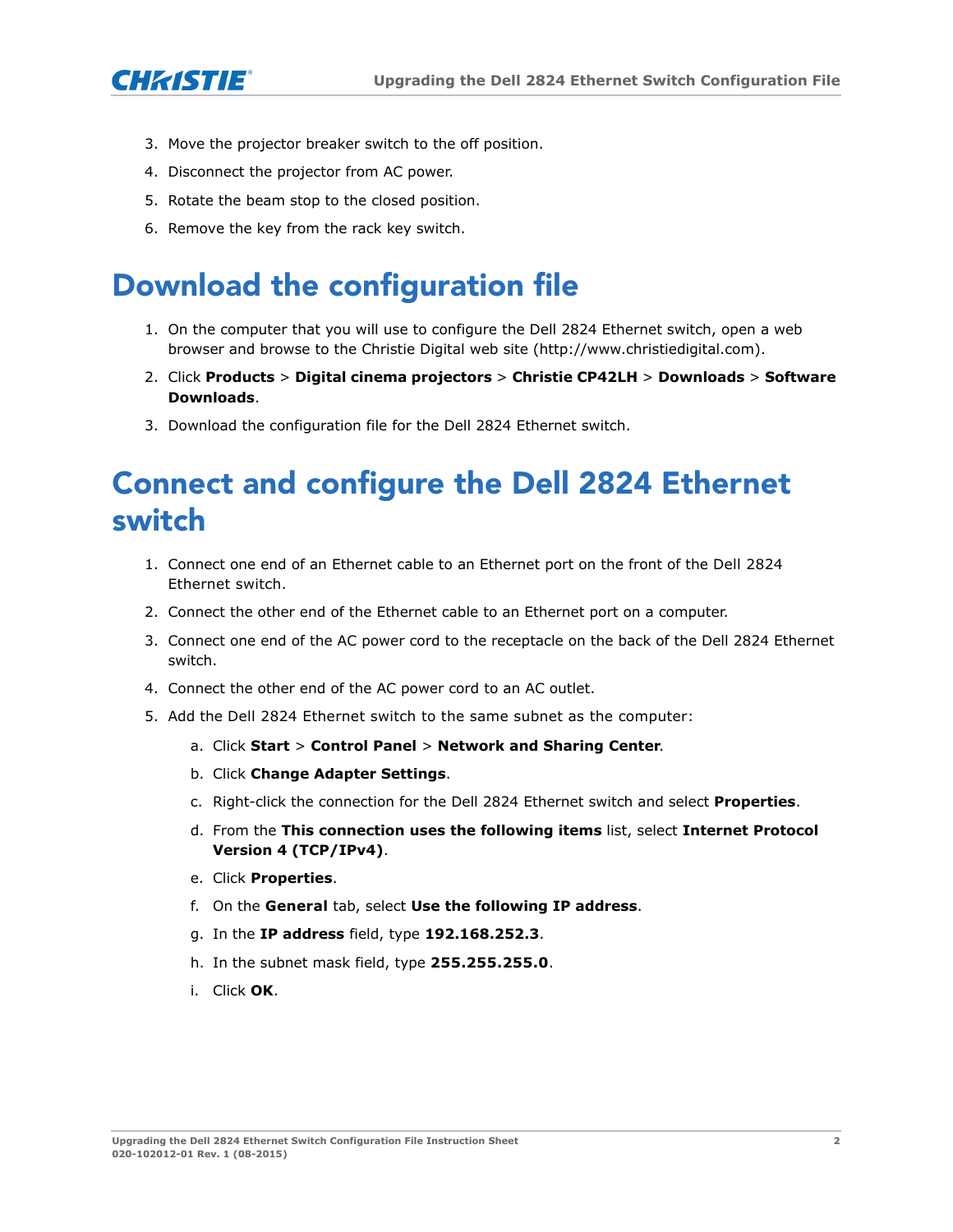3. Move the projector breaker switch to the off position.
4. Disconnect the projector from AC power.
5. Rotate the beam stop to the closed position.
6. Remove the key from the rack key switch.

# Download the configuration file

1. On the computer that you will use to configure the Dell 2824 Ethernet switch, open a web browser and browse to the Christie Digital web site (http://www.christiedigital.com).
2. Click **Products** > **Digital cinema projectors** > **Christie CP42LH** > **Downloads** > **Software Downloads**.
3. Download the configuration file for the Dell 2824 Ethernet switch.

# Connect and configure the Dell 2824 Ethernet switch

1. Connect one end of an Ethernet cable to an Ethernet port on the front of the Dell 2824 Ethernet switch.
2. Connect the other end of the Ethernet cable to an Ethernet port on a computer.
3. Connect one end of the AC power cord to the receptacle on the back of the Dell 2824 Ethernet switch.
4. Connect the other end of the AC power cord to an AC outlet.
5. Add the Dell 2824 Ethernet switch to the same subnet as the computer:
   a. Click **Start** > **Control Panel** > **Network and Sharing Center**.
   b. Click **Change Adapter Settings**.
   c. Right-click the connection for the Dell 2824 Ethernet switch and select **Properties**.
   d. From the **This connection uses the following items** list, select **Internet Protocol Version 4 (TCP/IPv4)**.
   e. Click **Properties**.
   f. On the **General** tab, select **Use the following IP address**.
   g. In the **IP address** field, type **192.168.252.3**.
   h. In the subnet mask field, type **255.255.255.0**.
   i. Click **OK**.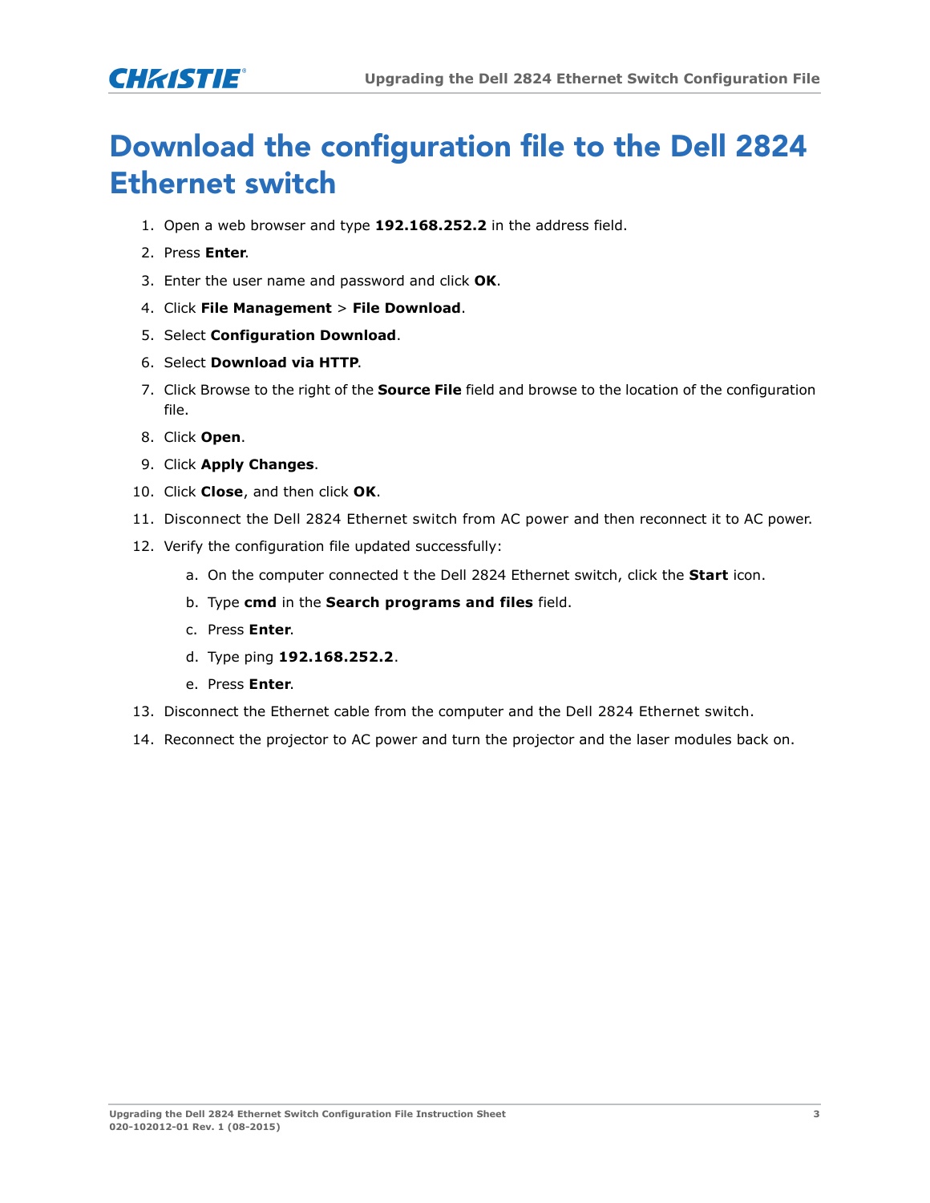# Download the configuration file to the Dell 2824 Ethernet switch

1. Open a web browser and type **192.168.252.2** in the address field.
2. Press **Enter**.
3. Enter the user name and password and click **OK**.
4. Click **File Management** > **File Download**.
5. Select **Configuration Download**.
6. Select **Download via HTTP**.
7. Click Browse to the right of the **Source File** field and browse to the location of the configuration file.
8. Click **Open**.
9. Click **Apply Changes**.
10. Click **Close**, and then click **OK**.
11. Disconnect the Dell 2824 Ethernet switch from AC power and then reconnect it to AC power.
12. Verify the configuration file updated successfully:
    a. On the computer connected t the Dell 2824 Ethernet switch, click the **Start** icon.
    b. Type **cmd** in the **Search programs and files** field.
    c. Press **Enter**.
    d. Type ping **192.168.252.2**.
    e. Press **Enter**.
13. Disconnect the Ethernet cable from the computer and the Dell 2824 Ethernet switch.
14. Reconnect the projector to AC power and turn the projector and the laser modules back on.